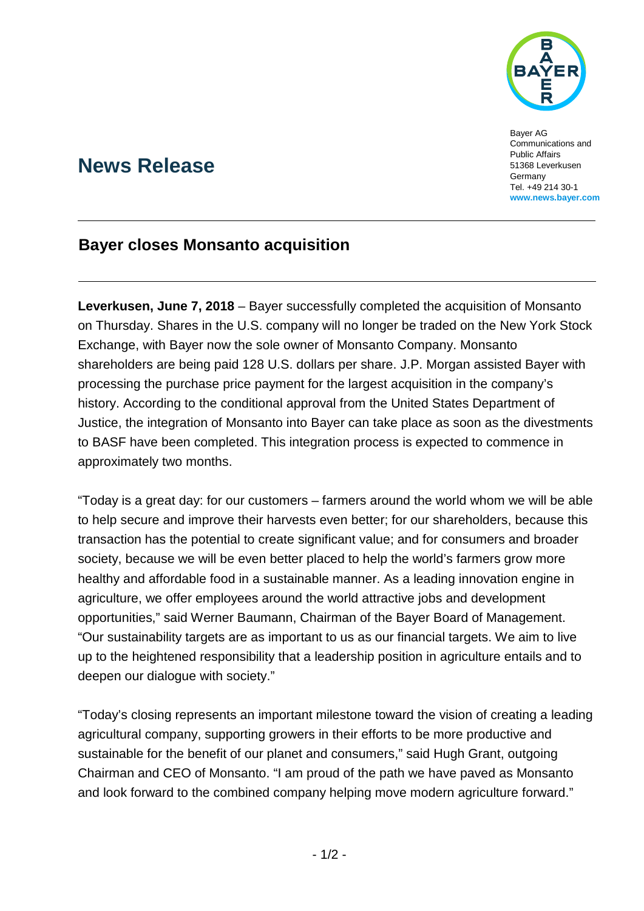Bayer AG
Communications and Public Affairs
51368 Leverkusen
Germany
Tel. +49 214 30-1
**www.news.bayer.com**

# News Release

## Bayer closes Monsanto acquisition

**Leverkusen, June 7, 2018** – Bayer successfully completed the acquisition of Monsanto on Thursday. Shares in the U.S. company will no longer be traded on the New York Stock Exchange, with Bayer now the sole owner of Monsanto Company. Monsanto shareholders are being paid 128 U.S. dollars per share. J.P. Morgan assisted Bayer with processing the purchase price payment for the largest acquisition in the company's history. According to the conditional approval from the United States Department of Justice, the integration of Monsanto into Bayer can take place as soon as the divestments to BASF have been completed. This integration process is expected to commence in approximately two months.

"Today is a great day: for our customers – farmers around the world whom we will be able to help secure and improve their harvests even better; for our shareholders, because this transaction has the potential to create significant value; and for consumers and broader society, because we will be even better placed to help the world's farmers grow more healthy and affordable food in a sustainable manner. As a leading innovation engine in agriculture, we offer employees around the world attractive jobs and development opportunities," said Werner Baumann, Chairman of the Bayer Board of Management. "Our sustainability targets are as important to us as our financial targets. We aim to live up to the heightened responsibility that a leadership position in agriculture entails and to deepen our dialogue with society."

"Today's closing represents an important milestone toward the vision of creating a leading agricultural company, supporting growers in their efforts to be more productive and sustainable for the benefit of our planet and consumers," said Hugh Grant, outgoing Chairman and CEO of Monsanto. "I am proud of the path we have paved as Monsanto and look forward to the combined company helping move modern agriculture forward."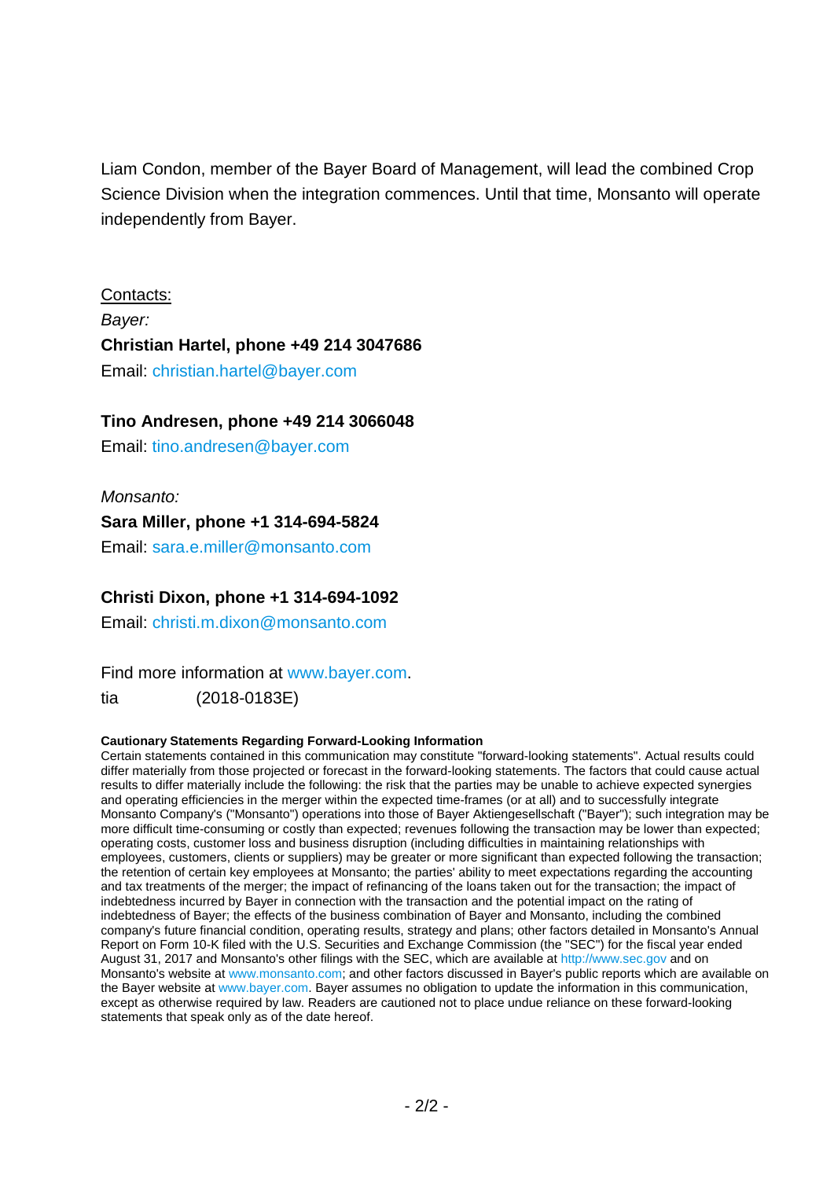Liam Condon, member of the Bayer Board of Management, will lead the combined Crop Science Division when the integration commences. Until that time, Monsanto will operate independently from Bayer.

Contacts:

*Bayer:*

**Christian Hartel, phone +49 214 3047686**

Email: christian.hartel@bayer.com

**Tino Andresen, phone +49 214 3066048**

Email: tino.andresen@bayer.com

*Monsanto:*

**Sara Miller, phone +1 314-694-5824**

Email: sara.e.miller@monsanto.com

**Christi Dixon, phone +1 314-694-1092**

Email: christi.m.dixon@monsanto.com

Find more information at www.bayer.com.

tia (2018-0183E)

**Cautionary Statements Regarding Forward-Looking Information**

Certain statements contained in this communication may constitute "forward-looking statements". Actual results could differ materially from those projected or forecast in the forward-looking statements. The factors that could cause actual results to differ materially include the following: the risk that the parties may be unable to achieve expected synergies and operating efficiencies in the merger within the expected time-frames (or at all) and to successfully integrate Monsanto Company's ("Monsanto") operations into those of Bayer Aktiengesellschaft ("Bayer"); such integration may be more difficult time-consuming or costly than expected; revenues following the transaction may be lower than expected; operating costs, customer loss and business disruption (including difficulties in maintaining relationships with employees, customers, clients or suppliers) may be greater or more significant than expected following the transaction; the retention of certain key employees at Monsanto; the parties' ability to meet expectations regarding the accounting and tax treatments of the merger; the impact of refinancing of the loans taken out for the transaction; the impact of indebtedness incurred by Bayer in connection with the transaction and the potential impact on the rating of indebtedness of Bayer; the effects of the business combination of Bayer and Monsanto, including the combined company's future financial condition, operating results, strategy and plans; other factors detailed in Monsanto's Annual Report on Form 10-K filed with the U.S. Securities and Exchange Commission (the "SEC") for the fiscal year ended August 31, 2017 and Monsanto's other filings with the SEC, which are available at http://www.sec.gov and on Monsanto's website at www.monsanto.com; and other factors discussed in Bayer's public reports which are available on the Bayer website at www.bayer.com. Bayer assumes no obligation to update the information in this communication, except as otherwise required by law. Readers are cautioned not to place undue reliance on these forward-looking statements that speak only as of the date hereof.